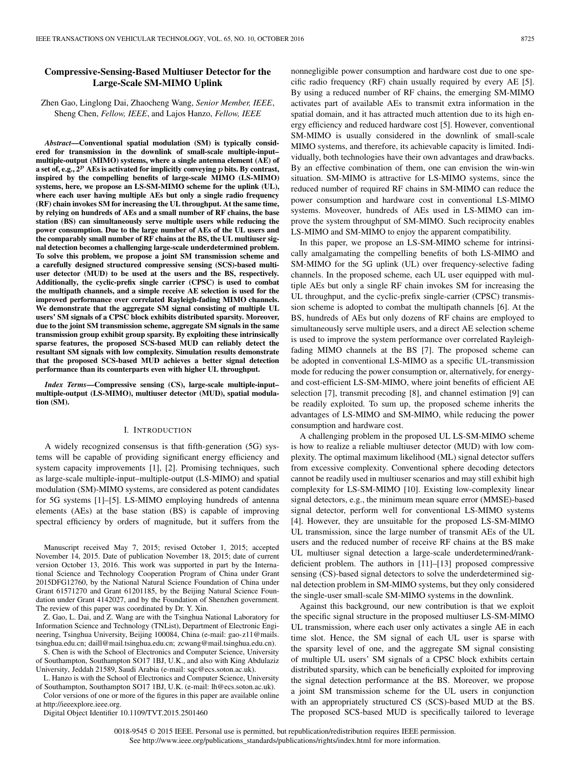# Compressive-Sensing-Based Multiuser Detector for the Large-Scale SM-MIMO Uplink

Zhen Gao, Linglong Dai, Zhaocheng Wang, *Senior Member, IEEE*, Sheng Chen, *Fellow, IEEE*, and Lajos Hanzo, *Fellow, IEEE*

***Abstract*—Conventional spatial modulation (SM) is typically considered for transmission in the downlink of small-scale multiple-input–multiple-output (MIMO) systems, where a single antenna element (AE) of a set of, e.g., $2^p$ AEs is activated for implicitly conveying $p$ bits. By contrast, inspired by the compelling benefits of large-scale MIMO (LS-MIMO) systems, here, we propose an LS-SM-MIMO scheme for the uplink (UL), where each user having multiple AEs but only a single radio frequency (RF) chain invokes SM for increasing the UL throughput. At the same time, by relying on hundreds of AEs and a small number of RF chains, the base station (BS) can simultaneously serve multiple users while reducing the power consumption. Due to the large number of AEs of the UL users and the comparably small number of RF chains at the BS, the UL multiuser signal detection becomes a challenging large-scale underdetermined problem. To solve this problem, we propose a joint SM transmission scheme and a carefully designed structured compressive sensing (SCS)-based multiuser detector (MUD) to be used at the users and the BS, respectively. Additionally, the cyclic-prefix single carrier (CPSC) is used to combat the multipath channels, and a simple receive AE selection is used for the improved performance over correlated Rayleigh-fading MIMO channels. We demonstrate that the aggregate SM signal consisting of multiple UL users' SM signals of a CPSC block exhibits distributed sparsity. Moreover, due to the joint SM transmission scheme, aggregate SM signals in the same transmission group exhibit group sparsity. By exploiting these intrinsically sparse features, the proposed SCS-based MUD can reliably detect the resultant SM signals with low complexity. Simulation results demonstrate that the proposed SCS-based MUD achieves a better signal detection performance than its counterparts even with higher UL throughput.**

***Index Terms*—Compressive sensing (CS), large-scale multiple-input–multiple-output (LS-MIMO), multiuser detector (MUD), spatial modulation (SM).**

## I. Introduction

A widely recognized consensus is that fifth-generation (5G) systems will be capable of providing significant energy efficiency and system capacity improvements [1], [2]. Promising techniques, such as large-scale multiple-input–multiple-output (LS-MIMO) and spatial modulation (SM)-MIMO systems, are considered as potent candidates for 5G systems [1]–[5]. LS-MIMO employing hundreds of antenna elements (AEs) at the base station (BS) is capable of improving spectral efficiency by orders of magnitude, but it suffers from the nonnegligible power consumption and hardware cost due to one specific radio frequency (RF) chain usually required by every AE [5]. By using a reduced number of RF chains, the emerging SM-MIMO activates part of available AEs to transmit extra information in the spatial domain, and it has attracted much attention due to its high energy efficiency and reduced hardware cost [5]. However, conventional SM-MIMO is usually considered in the downlink of small-scale MIMO systems, and therefore, its achievable capacity is limited. Individually, both technologies have their own advantages and drawbacks. By an effective combination of them, one can envision the win-win situation. SM-MIMO is attractive for LS-MIMO systems, since the reduced number of required RF chains in SM-MIMO can reduce the power consumption and hardware cost in conventional LS-MIMO systems. Moveover, hundreds of AEs used in LS-MIMO can improve the system throughput of SM-MIMO. Such reciprocity enables LS-MIMO and SM-MIMO to enjoy the apparent compatibility.

In this paper, we propose an LS-SM-MIMO scheme for intrinsically amalgamating the compelling benefits of both LS-MIMO and SM-MIMO for the 5G uplink (UL) over frequency-selective fading channels. In the proposed scheme, each UL user equipped with multiple AEs but only a single RF chain invokes SM for increasing the UL throughput, and the cyclic-prefix single-carrier (CPSC) transmission scheme is adopted to combat the multipath channels [6]. At the BS, hundreds of AEs but only dozens of RF chains are employed to simultaneously serve multiple users, and a direct AE selection scheme is used to improve the system performance over correlated Rayleigh-fading MIMO channels at the BS [7]. The proposed scheme can be adopted in conventional LS-MIMO as a specific UL-transmission mode for reducing the power consumption or, alternatively, for energy- and cost-efficient LS-SM-MIMO, where joint benefits of efficient AE selection [7], transmit precoding [8], and channel estimation [9] can be readily exploited. To sum up, the proposed scheme inherits the advantages of LS-MIMO and SM-MIMO, while reducing the power consumption and hardware cost.

A challenging problem in the proposed UL LS-SM-MIMO scheme is how to realize a reliable multiuser detector (MUD) with low complexity. The optimal maximum likelihood (ML) signal detector suffers from excessive complexity. Conventional sphere decoding detectors cannot be readily used in multiuser scenarios and may still exhibit high complexity for LS-SM-MIMO [10]. Existing low-complexity linear signal detectors, e.g., the minimum mean square error (MMSE)-based signal detector, perform well for conventional LS-MIMO systems [4]. However, they are unsuitable for the proposed LS-SM-MIMO UL transmission, since the large number of transmit AEs of the UL users and the reduced number of receive RF chains at the BS make UL multiuser signal detection a large-scale underdetermined/rank-deficient problem. The authors in [11]–[13] proposed compressive sensing (CS)-based signal detectors to solve the underdetermined signal detection problem in SM-MIMO systems, but they only considered the single-user small-scale SM-MIMO systems in the downlink.

Against this background, our new contribution is that we exploit the specific signal structure in the proposed multiuser LS-SM-MIMO UL transmission, where each user only activates a single AE in each time slot. Hence, the SM signal of each UL user is sparse with the sparsity level of one, and the aggregate SM signal consisting of multiple UL users' SM signals of a CPSC block exhibits certain distributed sparsity, which can be beneficially exploited for improving the signal detection performance at the BS. Moreover, we propose a joint SM transmission scheme for the UL users in conjunction with an appropriately structured CS (SCS)-based MUD at the BS. The proposed SCS-based MUD is specifically tailored to leverage

Manuscript received May 7, 2015; revised October 1, 2015; accepted November 14, 2015. Date of publication November 18, 2015; date of current version October 13, 2016. This work was supported in part by the International Science and Technology Cooperation Program of China under Grant 2015DFG12760, by the National Natural Science Foundation of China under Grant 61571270 and Grant 61201185, by the Beijing Natural Science Foundation under Grant 4142027, and by the Foundation of Shenzhen government. The review of this paper was coordinated by Dr. Y. Xin.

Z. Gao, L. Dai, and Z. Wang are with the Tsinghua National Laboratory for Information Science and Technology (TNList), Department of Electronic Engineering, Tsinghua University, Beijing 100084, China (e-mail: gao-z11@mails.tsinghua.edu.cn; daill@mail.tsinghua.edu.cn; zcwang@mail.tsinghua.edu.cn).

S. Chen is with the School of Electronics and Computer Science, University of Southampton, Southampton SO17 1BJ, U.K., and also with King Abdulaziz University, Jeddah 21589, Saudi Arabia (e-mail: sqc@ecs.soton.ac.uk).

L. Hanzo is with the School of Electronics and Computer Science, University of Southampton, Southampton SO17 1BJ, U.K. (e-mail: lh@ecs.soton.ac.uk).

Color versions of one or more of the figures in this paper are available online at http://ieeexplore.ieee.org.

Digital Object Identifier 10.1109/TVT.2015.2501460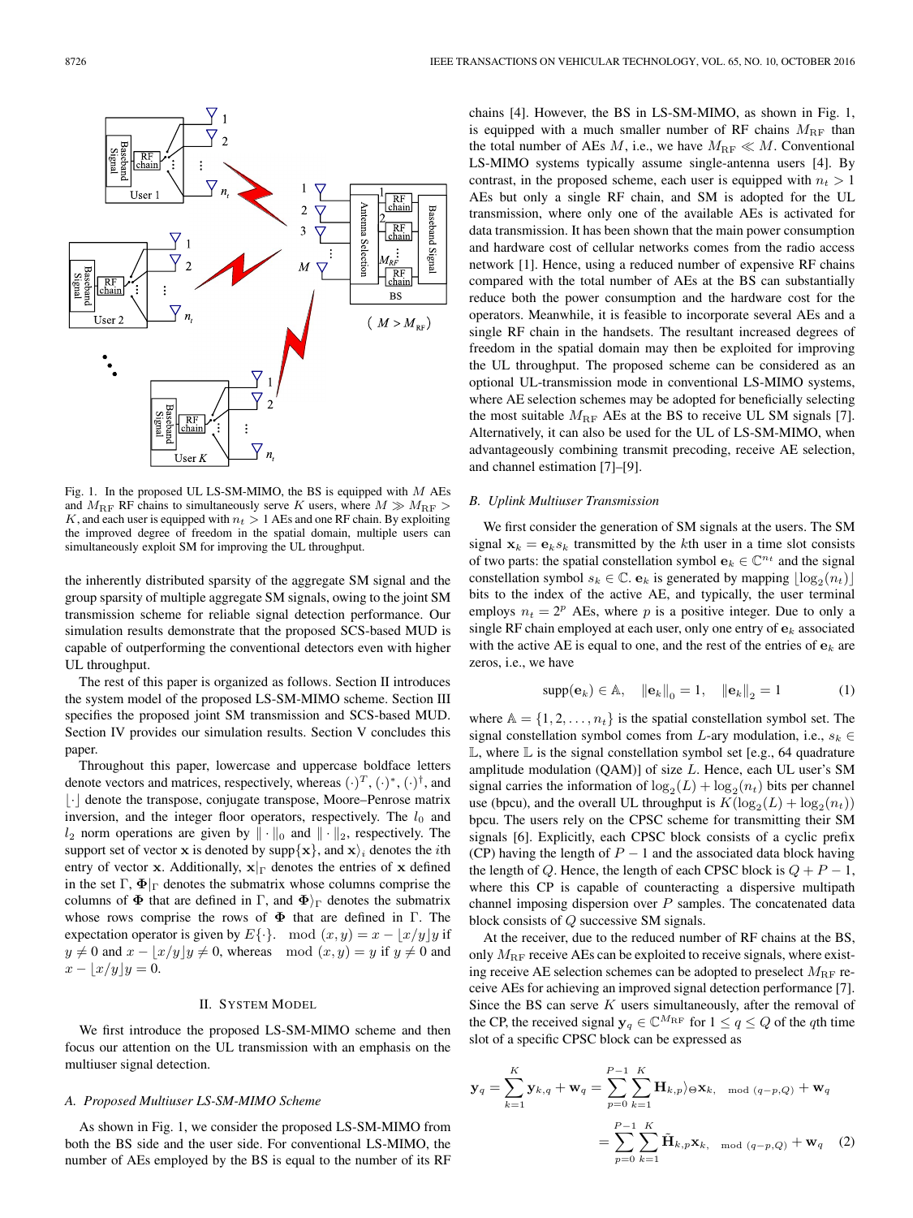Fig. 1. In the proposed UL LS-SM-MIMO, the BS is equipped with $M$ AEs and $M_{\rm RF}$ RF chains to simultaneously serve $K$ users, where $M \gg M_{\rm RF} > K$, and each user is equipped with $n_t > 1$ AEs and one RF chain. By exploiting the improved degree of freedom in the spatial domain, multiple users can simultaneously exploit SM for improving the UL throughput.

the inherently distributed sparsity of the aggregate SM signal and the group sparsity of multiple aggregate SM signals, owing to the joint SM transmission scheme for reliable signal detection performance. Our simulation results demonstrate that the proposed SCS-based MUD is capable of outperforming the conventional detectors even with higher UL throughput.

The rest of this paper is organized as follows. Section II introduces the system model of the proposed LS-SM-MIMO scheme. Section III specifies the proposed joint SM transmission and SCS-based MUD. Section IV provides our simulation results. Section V concludes this paper.

Throughout this paper, lowercase and uppercase boldface letters denote vectors and matrices, respectively, whereas $(\cdot)^T$, $(\cdot)^*$, $(\cdot)^\dagger$, and $\lfloor\cdot\rfloor$ denote the transpose, conjugate transpose, Moore–Penrose matrix inversion, and the integer floor operators, respectively. The $l_0$ and $l_2$ norm operations are given by $\|\cdot\|_0$ and $\|\cdot\|_2$, respectively. The support set of vector $\mathbf{x}$ is denoted by $\text{supp}\{\mathbf{x}\}$, and $\mathbf{x})_i$ denotes the $i$th entry of vector $\mathbf{x}$. Additionally, $\mathbf{x}|_\Gamma$ denotes the entries of $\mathbf{x}$ defined in the set $\Gamma$, $\mathbf{\Phi}|_\Gamma$ denotes the submatrix whose columns comprise the columns of $\mathbf{\Phi}$ that are defined in $\Gamma$, and $\mathbf{\Phi}\rangle_\Gamma$ denotes the submatrix whose rows comprise the rows of $\mathbf{\Phi}$ that are defined in $\Gamma$. The expectation operator is given by $E\{\cdot\}$. $\bmod(x,y) = x - \lfloor x/y \rfloor y$ if $y \neq 0$ and $x - \lfloor x/y \rfloor y \neq 0$, whereas $\bmod(x,y) = y$ if $y \neq 0$ and $x - \lfloor x/y \rfloor y = 0$.

## II. System Model

We first introduce the proposed LS-SM-MIMO scheme and then focus our attention on the UL transmission with an emphasis on the multiuser signal detection.

### A. Proposed Multiuser LS-SM-MIMO Scheme

As shown in Fig. 1, we consider the proposed LS-SM-MIMO from both the BS side and the user side. For conventional LS-MIMO, the number of AEs employed by the BS is equal to the number of its RF chains [4]. However, the BS in LS-SM-MIMO, as shown in Fig. 1, is equipped with a much smaller number of RF chains $M_{\rm RF}$ than the total number of AEs $M$, i.e., we have $M_{\rm RF} \ll M$. Conventional LS-MIMO systems typically assume single-antenna users [4]. By contrast, in the proposed scheme, each user is equipped with $n_t > 1$ AEs but only a single RF chain, and SM is adopted for the UL transmission, where only one of the available AEs is activated for data transmission. It has been shown that the main power consumption and hardware cost of cellular networks comes from the radio access network [1]. Hence, using a reduced number of expensive RF chains compared with the total number of AEs at the BS can substantially reduce both the power consumption and the hardware cost for the operators. Meanwhile, it is feasible to incorporate several AEs and a single RF chain in the handsets. The resultant increased degrees of freedom in the spatial domain may then be exploited for improving the UL throughput. The proposed scheme can be considered as an optional UL-transmission mode in conventional LS-MIMO systems, where AE selection schemes may be adopted for beneficially selecting the most suitable $M_{\rm RF}$ AEs at the BS to receive UL SM signals [7]. Alternatively, it can also be used for the UL of LS-SM-MIMO, when advantageously combining transmit precoding, receive AE selection, and channel estimation [7]–[9].

### B. Uplink Multiuser Transmission

We first consider the generation of SM signals at the users. The SM signal $\mathbf{x}_k = \mathbf{e}_k s_k$ transmitted by the $k$th user in a time slot consists of two parts: the spatial constellation symbol $\mathbf{e}_k \in \mathbb{C}^{n_t}$ and the signal constellation symbol $s_k \in \mathbb{C}$. $\mathbf{e}_k$ is generated by mapping $\lfloor \log_2(n_t) \rfloor$ bits to the index of the active AE, and typically, the user terminal employs $n_t = 2^p$ AEs, where $p$ is a positive integer. Due to only a single RF chain employed at each user, only one entry of $\mathbf{e}_k$ associated with the active AE is equal to one, and the rest of the entries of $\mathbf{e}_k$ are zeros, i.e., we have

$$\text{supp}(\mathbf{e}_k) \in \mathbb{A}, \quad \|\mathbf{e}_k\|_0 = 1, \quad \|\mathbf{e}_k\|_2 = 1 \tag{1}$$

where $\mathbb{A} = \{1, 2, \ldots, n_t\}$ is the spatial constellation symbol set. The signal constellation symbol comes from $L$-ary modulation, i.e., $s_k \in \mathbb{L}$, where $\mathbb{L}$ is the signal constellation symbol set [e.g., 64 quadrature amplitude modulation (QAM)] of size $L$. Hence, each UL user's SM signal carries the information of $\log_2(L) + \log_2(n_t)$ bits per channel use (bpcu), and the overall UL throughput is $K(\log_2(L) + \log_2(n_t))$ bpcu. The users rely on the CPSC scheme for transmitting their SM signals [6]. Explicitly, each CPSC block consists of a cyclic prefix (CP) having the length of $P-1$ and the associated data block having the length of $Q$. Hence, the length of each CPSC block is $Q+P-1$, where this CP is capable of counteracting a dispersive multipath channel imposing dispersion over $P$ samples. The concatenated data block consists of $Q$ successive SM signals.

At the receiver, due to the reduced number of RF chains at the BS, only $M_{\rm RF}$ receive AEs can be exploited to receive signals, where existing receive AE selection schemes can be adopted to preselect $M_{\rm RF}$ receive AEs for achieving an improved signal detection performance [7]. Since the BS can serve $K$ users simultaneously, after the removal of the CP, the received signal $\mathbf{y}_q \in \mathbb{C}^{M_{\rm RF}}$ for $1 \le q \le Q$ of the $q$th time slot of a specific CPSC block can be expressed as

$$\begin{aligned}
\mathbf{y}_q = \sum_{k=1}^{K} \mathbf{y}_{k,q} + \mathbf{w}_q &= \sum_{p=0}^{P-1} \sum_{k=1}^{K} \mathbf{H}_{k,p}\rangle_\Theta \mathbf{x}_{k,\ \bmod(q-p,Q)} + \mathbf{w}_q \\
&= \sum_{p=0}^{P-1} \sum_{k=1}^{K} \tilde{\mathbf{H}}_{k,p} \mathbf{x}_{k,\ \bmod(q-p,Q)} + \mathbf{w}_q
\end{aligned} \tag{2}$$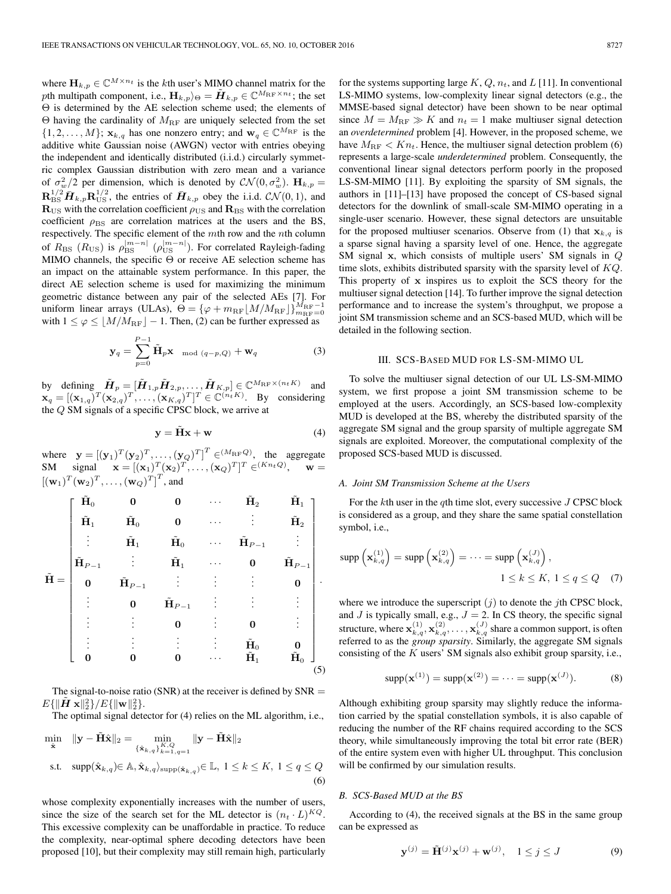where $\mathbf{H}_{k,p} \in \mathbb{C}^{M \times n_t}$ is the $k$th user's MIMO channel matrix for the $p$th multipath component, i.e., $\mathbf{H}_{k,p}\rangle_\Theta = \tilde{\boldsymbol{H}}_{k,p} \in \mathbb{C}^{M_{\rm RF} \times n_t}$; the set $\Theta$ is determined by the AE selection scheme used; the elements of $\Theta$ having the cardinality of $M_{\rm RF}$ are uniquely selected from the set $\{1, 2, \ldots, M\}$; $\mathbf{x}_{k,q}$ has one nonzero entry; and $\mathbf{w}_q \in \mathbb{C}^{M_{\rm RF}}$ is the additive white Gaussian noise (AWGN) vector with entries obeying the independent and identically distributed (i.i.d.) circularly symmetric complex Gaussian distribution with zero mean and a variance of $\sigma_w^2/2$ per dimension, which is denoted by $\mathcal{CN}(0, \sigma_w^2)$. $\mathbf{H}_{k,p} = \mathbf{R}_{\rm BS}^{1/2} \bar{\boldsymbol{H}}_{k,p} \mathbf{R}_{\rm US}^{1/2}$, the entries of $\bar{\boldsymbol{H}}_{k,p}$ obey the i.i.d. $\mathcal{CN}(0, 1)$, and $\mathbf{R}_{\rm US}$ with the correlation coefficient $\rho_{\rm US}$ and $\mathbf{R}_{\rm BS}$ with the correlation coefficient $\rho_{\rm BS}$ are correlation matrices at the users and the BS, respectively. The specific element of the $m$th row and the $n$th column of $R_{\rm BS}$ ($R_{\rm US}$) is $\rho_{\rm BS}^{|m-n|}$ ($\rho_{\rm US}^{|m-n|}$). For correlated Rayleigh-fading MIMO channels, the specific $\Theta$ or receive AE selection scheme has an impact on the attainable system performance. In this paper, the direct AE selection scheme is used for maximizing the minimum geometric distance between any pair of the selected AEs [7]. For uniform linear arrays (ULAs), $\Theta = \{\varphi + m_{\rm RF} \lfloor M/M_{\rm RF} \rfloor\}_{m_{\rm RF}=0}^{M_{\rm RF}-1}$ with $1 \leq \varphi \leq \lfloor M/M_{\rm RF} \rfloor - 1$. Then, (2) can be further expressed as

$$\mathbf{y}_q = \sum_{p=0}^{P-1} \tilde{\mathbf{H}}_p \mathbf{x}_{\mod (q-p, Q)} + \mathbf{w}_q \tag{3}$$

by defining $\tilde{\boldsymbol{H}}_p = [\tilde{\boldsymbol{H}}_{1,p} \tilde{\boldsymbol{H}}_{2,p}, \ldots, \tilde{\boldsymbol{H}}_{K,p}] \in \mathbb{C}^{M_{\rm RF} \times (n_t K)}$ and $\mathbf{x}_q = [(\mathbf{x}_{1,q})^T (\mathbf{x}_{2,q})^T, \ldots, (\mathbf{x}_{K,q})^T]^T \in \mathbb{C}^{(n_t K)}$. By considering the $Q$ SM signals of a specific CPSC block, we arrive at

$$\mathbf{y} = \tilde{\mathbf{H}} \mathbf{x} + \mathbf{w} \tag{4}$$

where $\mathbf{y} = [(\mathbf{y}_1)^T (\mathbf{y}_2)^T, \ldots, (\mathbf{y}_Q)^T]^T \in^{(M_{\rm RF} Q)}$, the aggregate SM signal $\mathbf{x} = [(\mathbf{x}_1)^T (\mathbf{x}_2)^T, \ldots, (\mathbf{x}_Q)^T]^T \in^{(K n_t Q)}$, $\mathbf{w} = [(\mathbf{w}_1)^T (\mathbf{w}_2)^T, \ldots, (\mathbf{w}_Q)^T]^T$, and

$$\tilde{\mathbf{H}} = \begin{bmatrix} \tilde{\mathbf{H}}_0 & \mathbf{0} & \mathbf{0} & \cdots & \tilde{\mathbf{H}}_2 & \tilde{\mathbf{H}}_1 \\ \tilde{\mathbf{H}}_1 & \tilde{\mathbf{H}}_0 & \mathbf{0} & \cdots & \vdots & \tilde{\mathbf{H}}_2 \\ \vdots & \tilde{\mathbf{H}}_1 & \tilde{\mathbf{H}}_0 & \cdots & \tilde{\mathbf{H}}_{P-1} & \vdots \\ \tilde{\mathbf{H}}_{P-1} & \vdots & \tilde{\mathbf{H}}_1 & \cdots & \mathbf{0} & \tilde{\mathbf{H}}_{P-1} \\ \mathbf{0} & \tilde{\mathbf{H}}_{P-1} & \vdots & \vdots & \vdots & \mathbf{0} \\ \vdots & \mathbf{0} & \tilde{\mathbf{H}}_{P-1} & \vdots & \vdots & \vdots \\ \vdots & \vdots & \mathbf{0} & \vdots & \mathbf{0} & \vdots \\ \vdots & \vdots & \vdots & \vdots & \tilde{\mathbf{H}}_0 & \mathbf{0} \\ \mathbf{0} & \mathbf{0} & \mathbf{0} & \cdots & \tilde{\mathbf{H}}_1 & \tilde{\mathbf{H}}_0 \end{bmatrix}. \tag{5}$$

The signal-to-noise ratio (SNR) at the receiver is defined by $\text{SNR} = E\{\|\tilde{\boldsymbol{H}}\,\mathbf{x}\|_2^2\}/E\{\|\mathbf{w}\|_2^2\}$.

The optimal signal detector for (4) relies on the ML algorithm, i.e.,

$$\begin{aligned} \min_{\hat{\mathbf{x}}} \quad & \|\mathbf{y} - \tilde{\mathbf{H}}\hat{\mathbf{x}}\|_2 = \min_{\{\hat{\mathbf{x}}_{k,q}\}_{k=1,q=1}^{K,Q}} \|\mathbf{y} - \tilde{\mathbf{H}}\hat{\mathbf{x}}\|_2 \\ \text{s.t.} \quad & \text{supp}(\hat{\mathbf{x}}_{k,q}) \in \mathbb{A}, \hat{\mathbf{x}}_{k,q}\rangle_{\text{supp}(\hat{\mathbf{x}}_{k,q})} \in \mathbb{L},\ 1 \leq k \leq K,\ 1 \leq q \leq Q \end{aligned} \tag{6}$$

whose complexity exponentially increases with the number of users, since the size of the search set for the ML detector is $(n_t \cdot L)^{KQ}$. This excessive complexity can be unaffordable in practice. To reduce the complexity, near-optimal sphere decoding detectors have been proposed [10], but their complexity may still remain high, particularly for the systems supporting large $K$, $Q$, $n_t$, and $L$ [11]. In conventional LS-MIMO systems, low-complexity linear signal detectors (e.g., the MMSE-based signal detector) have been shown to be near optimal since $M = M_{\rm RF} \gg K$ and $n_t = 1$ make multiuser signal detection an *overdetermined* problem [4]. However, in the proposed scheme, we have $M_{\rm RF} < K n_t$. Hence, the multiuser signal detection problem (6) represents a large-scale *underdetermined* problem. Consequently, the conventional linear signal detectors perform poorly in the proposed LS-SM-MIMO [11]. By exploiting the sparsity of SM signals, the authors in [11]–[13] have proposed the concept of CS-based signal detectors for the downlink of small-scale SM-MIMO operating in a single-user scenario. However, these signal detectors are unsuitable for the proposed multiuser scenarios. Observe from (1) that $\mathbf{x}_{k,q}$ is a sparse signal having a sparsity level of one. Hence, the aggregate SM signal $\mathbf{x}$, which consists of multiple users' SM signals in $Q$ time slots, exhibits distributed sparsity with the sparsity level of $KQ$. This property of $\mathbf{x}$ inspires us to exploit the SCS theory for the multiuser signal detection [14]. To further improve the signal detection performance and to increase the system's throughput, we propose a joint SM transmission scheme and an SCS-based MUD, which will be detailed in the following section.

## III. SCS-Based MUD for LS-SM-MIMO UL

To solve the multiuser signal detection of our UL LS-SM-MIMO system, we first propose a joint SM transmission scheme to be employed at the users. Accordingly, an SCS-based low-complexity MUD is developed at the BS, whereby the distributed sparsity of the aggregate SM signal and the group sparsity of multiple aggregate SM signals are exploited. Moreover, the computational complexity of the proposed SCS-based MUD is discussed.

### A. Joint SM Transmission Scheme at the Users

For the $k$th user in the $q$th time slot, every successive $J$ CPSC block is considered as a group, and they share the same spatial constellation symbol, i.e.,

$$\text{supp}\left(\mathbf{x}_{k,q}^{(1)}\right) = \text{supp}\left(\mathbf{x}_{k,q}^{(2)}\right) = \cdots = \text{supp}\left(\mathbf{x}_{k,q}^{(J)}\right), \quad 1 \leq k \leq K,\ 1 \leq q \leq Q \tag{7}$$

where we introduce the superscript $(j)$ to denote the $j$th CPSC block, and $J$ is typically small, e.g., $J = 2$. In CS theory, the specific signal structure, where $\mathbf{x}_{k,q}^{(1)}, \mathbf{x}_{k,q}^{(2)}, \ldots, \mathbf{x}_{k,q}^{(J)}$ share a common support, is often referred to as the *group sparsity*. Similarly, the aggregate SM signals consisting of the $K$ users' SM signals also exhibit group sparsity, i.e.,

$$\text{supp}(\mathbf{x}^{(1)}) = \text{supp}(\mathbf{x}^{(2)}) = \cdots = \text{supp}(\mathbf{x}^{(J)}). \tag{8}$$

Although exhibiting group sparsity may slightly reduce the information carried by the spatial constellation symbols, it is also capable of reducing the number of the RF chains required according to the SCS theory, while simultaneously improving the total bit error rate (BER) of the entire system even with higher UL throughput. This conclusion will be confirmed by our simulation results.

### B. SCS-Based MUD at the BS

According to (4), the received signals at the BS in the same group can be expressed as

$$\mathbf{y}^{(j)} = \tilde{\mathbf{H}}^{(j)} \mathbf{x}^{(j)} + \mathbf{w}^{(j)}, \quad 1 \leq j \leq J \tag{9}$$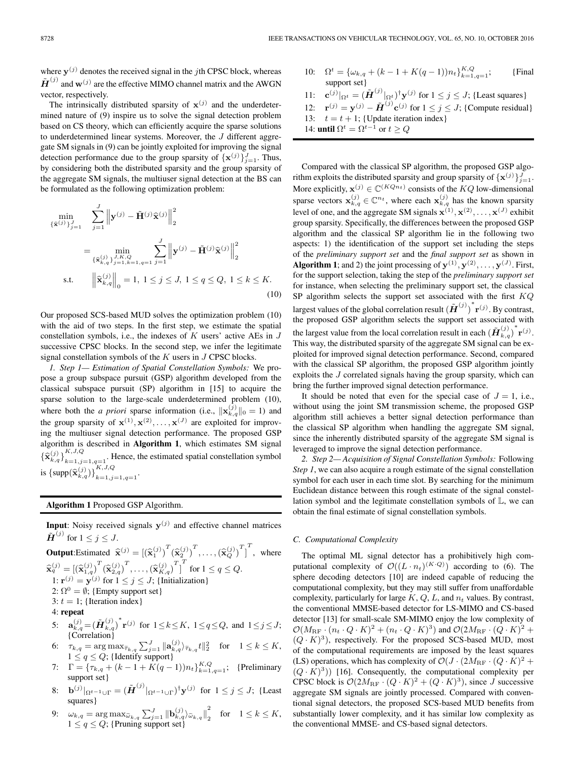where $\mathbf{y}^{(j)}$ denotes the received signal in the $j$th CPSC block, whereas $\tilde{\boldsymbol{H}}^{(j)}$ and $\mathbf{w}^{(j)}$ are the effective MIMO channel matrix and the AWGN vector, respectively.

The intrinsically distributed sparsity of $\mathbf{x}^{(j)}$ and the underdetermined nature of (9) inspire us to solve the signal detection problem based on CS theory, which can efficiently acquire the sparse solutions to underdetermined linear systems. Moreover, the $J$ different aggregate SM signals in (9) can be jointly exploited for improving the signal detection performance due to the group sparsity of $\{\mathbf{x}^{(j)}\}_{j=1}^{J}$. Thus, by considering both the distributed sparsity and the group sparsity of the aggregate SM signals, the multiuser signal detection at the BS can be formulated as the following optimization problem:

$$
\begin{aligned}
\min_{\{\widehat{\mathbf{x}}^{(j)}\}_{j=1}^{J}} \quad & \sum_{j=1}^{J} \left\| \mathbf{y}^{(j)} - \tilde{\mathbf{H}}^{(j)} \widehat{\mathbf{x}}^{(j)} \right\|_2^2 \\
&= \min_{\{\widehat{\mathbf{x}}_{k,q}^{(j)}\}_{j=1,k=1,q=1}^{J,K,Q}} \sum_{j=1}^{J} \left\| \mathbf{y}^{(j)} - \tilde{\mathbf{H}}^{(j)} \widehat{\mathbf{x}}^{(j)} \right\|_2^2 \\
\text{s.t.} \quad & \left\| \widehat{\mathbf{x}}_{k,q}^{(j)} \right\|_0 = 1,\ 1 \le j \le J,\ 1 \le q \le Q,\ 1 \le k \le K.
\end{aligned} \tag{10}
$$

Our proposed SCS-based MUD solves the optimization problem (10) with the aid of two steps. In the first step, we estimate the spatial constellation symbols, i.e., the indexes of $K$ users' active AEs in $J$ successive CPSC blocks. In the second step, we infer the legitimate signal constellation symbols of the $K$ users in $J$ CPSC blocks.

*1. Step 1— Estimation of Spatial Constellation Symbols:* We propose a group subspace pursuit (GSP) algorithm developed from the classical subspace pursuit (SP) algorithm in [15] to acquire the sparse solution to the large-scale underdetermined problem (10), where both the *a priori* sparse information (i.e., $\|\mathbf{x}_{k,q}^{(j)}\|_0 = 1$) and the group sparsity of $\mathbf{x}^{(1)}, \mathbf{x}^{(2)}, \ldots, \mathbf{x}^{(J)}$ are exploited for improving the multiuser signal detection performance. The proposed GSP algorithm is described in **Algorithm 1**, which estimates SM signal $\{\widehat{\mathbf{x}}_{k,q}^{(j)}\}_{k=1,j=1,q=1}^{K,J,Q}$. Hence, the estimated spatial constellation symbol is $\{\mathrm{supp}(\widehat{\mathbf{x}}_{k,q}^{(j)})\}_{k=1,j=1,q=1}^{K,J,Q}$.

---

**Algorithm 1** Proposed GSP Algorithm.

**Input**: Noisy received signals $\mathbf{y}^{(j)}$ and effective channel matrices $\tilde{\boldsymbol{H}}^{(j)}$ for $1 \le j \le J$.

**Output**:Estimated $\widehat{\mathbf{x}}^{(j)} = [(\widehat{\mathbf{x}}_1^{(j)})^T (\widehat{\mathbf{x}}_2^{(j)})^T, \ldots, (\widehat{\mathbf{x}}_Q^{(j)})^T]^T$, where $\widehat{\mathbf{x}}_q^{(j)} = [(\widehat{\mathbf{x}}_{1,q}^{(j)})^T (\widehat{\mathbf{x}}_{2,q}^{(j)})^T, \ldots, (\widehat{\mathbf{x}}_{K,q}^{(j)})^T]^T$ for $1 \le q \le Q$.

1: $\mathbf{r}^{(j)} = \mathbf{y}^{(j)}$ for $1 \le j \le J$; {Initialization}
2: $\Omega^0 = \emptyset$; {Empty support set}
3: $t = 1$; {Iteration index}
4: **repeat**
5: $\mathbf{a}_{k,q}^{(j)} = (\tilde{\boldsymbol{H}}_{k,q}^{(j)})^* \mathbf{r}^{(j)}$ for $1 \le k \le K$, $1 \le q \le Q$, and $1 \le j \le J$; {Correlation}
6: $\tau_{k,q} = \arg\max_{\tilde{\tau}_{k,q}} \sum_{j=1}^{J} \|\mathbf{a}_{k,q}^{(j)}\rangle_{\tilde{\tau}_{k,q}} t\|_2^2$ for $1 \le k \le K$, $1 \le q \le Q$; {Identify support}
7: $\Gamma = \{\tau_{k,q} + (k-1+K(q-1))n_t\}_{k=1,q=1}^{K,Q}$; {Preliminary support set}
8: $\mathbf{b}^{(j)}|_{\Omega^{t-1}\cup\Gamma} = (\tilde{\boldsymbol{H}}^{(j)}|_{\Omega^{t-1}\cup\Gamma})^{\dagger} \mathbf{y}^{(j)}$ for $1 \le j \le J$; {Least squares}
9: $\omega_{k,q} = \arg\max_{\tilde{\omega}_{k,q}} \sum_{j=1}^{J} \|\mathbf{b}_{k,q}^{(j)}\rangle_{\tilde{\omega}_{k,q}}\|_2^2$ for $1 \le k \le K$, $1 \le q \le Q$; {Pruning support set}
10: $\Omega^t = \{\omega_{k,q} + (k-1+K(q-1))n_t\}_{k=1,q=1}^{K,Q}$; {Final support set}
11: $\mathbf{c}^{(j)}|_{\Omega^t} = (\tilde{\boldsymbol{H}}^{(j)}|_{\Omega^t})^{\dagger} \mathbf{y}^{(j)}$ for $1 \le j \le J$; {Least squares}
12: $\mathbf{r}^{(j)} = \mathbf{y}^{(j)} - \tilde{\boldsymbol{H}}^{(j)} \mathbf{c}^{(j)}$ for $1 \le j \le J$; {Compute residual}
13: $t = t + 1$; {Update iteration index}
14: **until** $\Omega^t = \Omega^{t-1}$ or $t \ge Q$

---

Compared with the classical SP algorithm, the proposed GSP algorithm exploits the distributed sparsity and group sparsity of $\{\mathbf{x}^{(j)}\}_{j=1}^{J}$. More explicitly, $\mathbf{x}^{(j)} \in \mathbb{C}^{(KQn_t)}$ consists of the $KQ$ low-dimensional sparse vectors $\mathbf{x}_{k,q}^{(j)} \in \mathbb{C}^{n_t}$, where each $\mathbf{x}_{k,q}^{(j)}$ has the known sparsity level of one, and the aggregate SM signals $\mathbf{x}^{(1)}, \mathbf{x}^{(2)}, \ldots, \mathbf{x}^{(J)}$ exhibit group sparsity. Specifically, the differences between the proposed GSP algorithm and the classical SP algorithm lie in the following two aspects: 1) the identification of the support set including the steps of the *preliminary support set* and the *final support set* as shown in **Algorithm 1**; and 2) the joint processing of $\mathbf{y}^{(1)}, \mathbf{y}^{(2)}, \ldots, \mathbf{y}^{(J)}$. First, for the support selection, taking the step of the *preliminary support set* for instance, when selecting the preliminary support set, the classical SP algorithm selects the support set associated with the first $KQ$ largest values of the global correlation result $(\tilde{\boldsymbol{H}}^{(j)})^* \mathbf{r}^{(j)}$. By contrast, the proposed GSP algorithm selects the support set associated with the largest value from the local correlation result in each $(\tilde{\boldsymbol{H}}_{k,q}^{(j)})^* \mathbf{r}^{(j)}$. This way, the distributed sparsity of the aggregate SM signal can be exploited for improved signal detection performance. Second, compared with the classical SP algorithm, the proposed GSP algorithm jointly exploits the $J$ correlated signals having the group sparsity, which can bring the further improved signal detection performance.

It should be noted that even for the special case of $J = 1$, i.e., without using the joint SM transmission scheme, the proposed GSP algorithm still achieves a better signal detection performance than the classical SP algorithm when handling the aggregate SM signal, since the inherently distributed sparsity of the aggregate SM signal is leveraged to improve the signal detection performance.

*2. Step 2— Acquisition of Signal Constellation Symbols:* Following *Step 1*, we can also acquire a rough estimate of the signal constellation symbol for each user in each time slot. By searching for the minimum Euclidean distance between this rough estimate of the signal constellation symbol and the legitimate constellation symbols of $\mathbb{L}$, we can obtain the final estimate of signal constellation symbols.

### *C. Computational Complexity*

The optimal ML signal detector has a prohibitively high computational complexity of $\mathcal{O}((L \cdot n_t)^{(K \cdot Q)})$ according to (6). The sphere decoding detectors [10] are indeed capable of reducing the computational complexity, but they may still suffer from unaffordable complexity, particularly for large $K$, $Q$, $L$, and $n_t$ values. By contrast, the conventional MMSE-based detector for LS-MIMO and CS-based detector [13] for small-scale SM-MIMO enjoy the low complexity of $\mathcal{O}(M_{\mathrm{RF}} \cdot (n_t \cdot Q \cdot K)^2 + (n_t \cdot Q \cdot K)^3)$ and $\mathcal{O}(2M_{\mathrm{RF}} \cdot (Q \cdot K)^2 + (Q \cdot K)^3)$, respectively. For the proposed SCS-based MUD, most of the computational requirements are imposed by the least squares (LS) operations, which has complexity of $\mathcal{O}(J \cdot (2M_{\mathrm{RF}} \cdot (Q \cdot K)^2 + (Q \cdot K)^3))$ [16]. Consequently, the computational complexity per CPSC block is $\mathcal{O}(2M_{\mathrm{RF}} \cdot (Q \cdot K)^2 + (Q \cdot K)^3)$, since $J$ successive aggregate SM signals are jointly processed. Compared with conventional signal detectors, the proposed SCS-based MUD benefits from substantially lower complexity, and it has similar low complexity as the conventional MMSE- and CS-based signal detectors.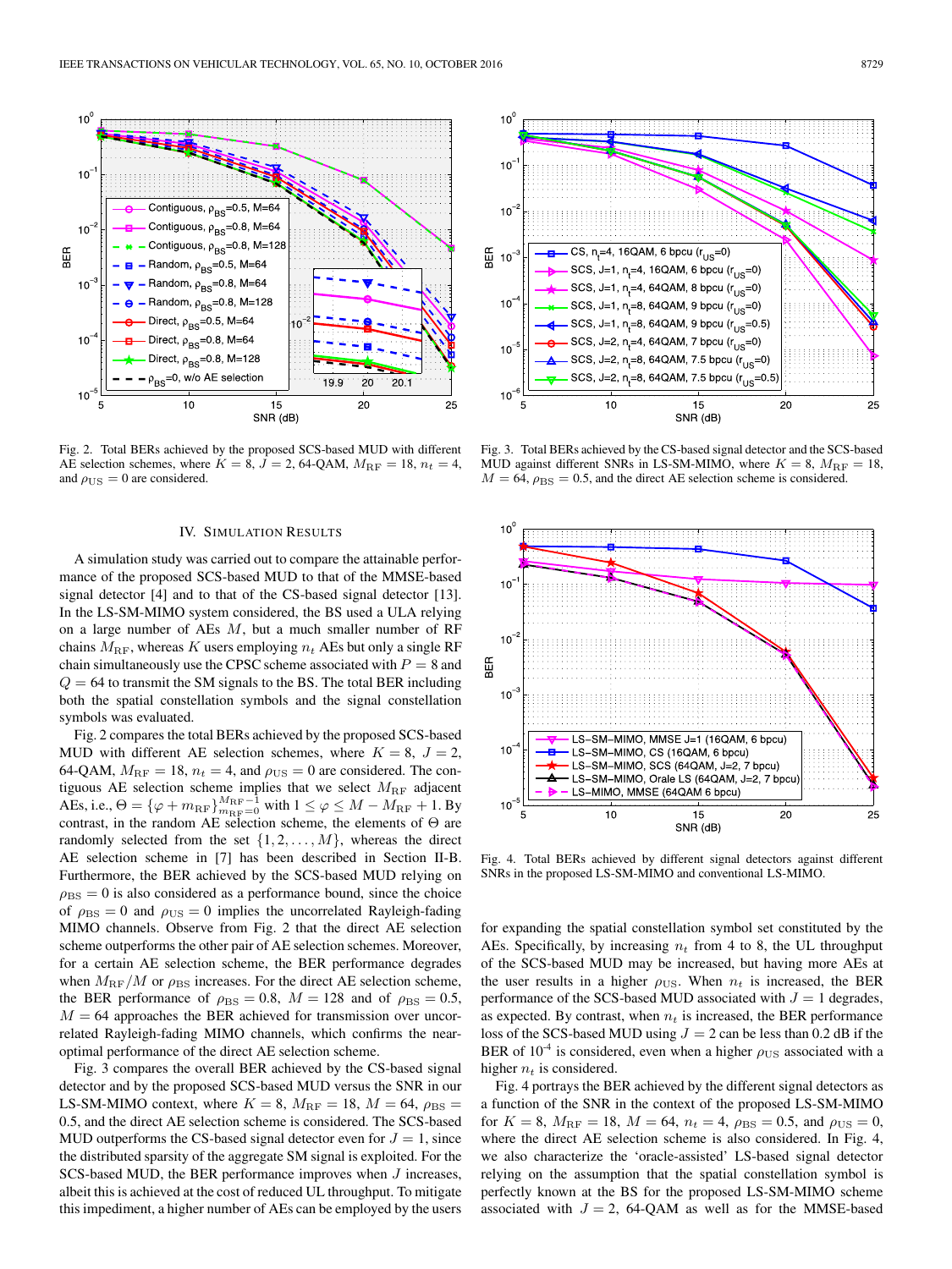Fig. 2. Total BERs achieved by the proposed SCS-based MUD with different AE selection schemes, where $K = 8$, $J = 2$, 64-QAM, $M_{\rm RF} = 18$, $n_t = 4$, and $\rho_{\rm US} = 0$ are considered.

Fig. 3. Total BERs achieved by the CS-based signal detector and the SCS-based MUD against different SNRs in LS-SM-MIMO, where $K = 8$, $M_{\rm RF} = 18$, $M = 64$, $\rho_{\rm BS} = 0.5$, and the direct AE selection scheme is considered.

Fig. 4. Total BERs achieved by different signal detectors against different SNRs in the proposed LS-SM-MIMO and conventional LS-MIMO.

## IV. Simulation Results

A simulation study was carried out to compare the attainable performance of the proposed SCS-based MUD to that of the MMSE-based signal detector [4] and to that of the CS-based signal detector [13]. In the LS-SM-MIMO system considered, the BS used a ULA relying on a large number of AEs $M$, but a much smaller number of RF chains $M_{\rm RF}$, whereas $K$ users employing $n_t$ AEs but only a single RF chain simultaneously use the CPSC scheme associated with $P = 8$ and $Q = 64$ to transmit the SM signals to the BS. The total BER including both the spatial constellation symbols and the signal constellation symbols was evaluated.

Fig. 2 compares the total BERs achieved by the proposed SCS-based MUD with different AE selection schemes, where $K = 8$, $J = 2$, 64-QAM, $M_{\rm RF} = 18$, $n_t = 4$, and $\rho_{\rm US} = 0$ are considered. The contiguous AE selection scheme implies that we select $M_{\rm RF}$ adjacent AEs, i.e., $\Theta = \{\varphi + m_{\rm RF}\}_{m_{\rm RF}=0}^{M_{\rm RF}-1}$ with $1 \le \varphi \le M - M_{\rm RF} + 1$. By contrast, in the random AE selection scheme, the elements of $\Theta$ are randomly selected from the set $\{1, 2, \ldots, M\}$, whereas the direct AE selection scheme in [7] has been described in Section II-B. Furthermore, the BER achieved by the SCS-based MUD relying on $\rho_{\rm BS} = 0$ is also considered as a performance bound, since the choice of $\rho_{\rm BS} = 0$ and $\rho_{\rm US} = 0$ implies the uncorrelated Rayleigh-fading MIMO channels. Observe from Fig. 2 that the direct AE selection scheme outperforms the other pair of AE selection schemes. Moreover, for a certain AE selection scheme, the BER performance degrades when $M_{\rm RF}/M$ or $\rho_{\rm BS}$ increases. For the direct AE selection scheme, the BER performance of $\rho_{\rm BS} = 0.8$, $M = 128$ and of $\rho_{\rm BS} = 0.5$, $M = 64$ approaches the BER achieved for transmission over uncorrelated Rayleigh-fading MIMO channels, which confirms the near-optimal performance of the direct AE selection scheme.

Fig. 3 compares the overall BER achieved by the CS-based signal detector and by the proposed SCS-based MUD versus the SNR in our LS-SM-MIMO context, where $K = 8$, $M_{\rm RF} = 18$, $M = 64$, $\rho_{\rm BS} = 0.5$, and the direct AE selection scheme is considered. The SCS-based MUD outperforms the CS-based signal detector even for $J = 1$, since the distributed sparsity of the aggregate SM signal is exploited. For the SCS-based MUD, the BER performance improves when $J$ increases, albeit this is achieved at the cost of reduced UL throughput. To mitigate this impediment, a higher number of AEs can be employed by the users for expanding the spatial constellation symbol set constituted by the AEs. Specifically, by increasing $n_t$ from 4 to 8, the UL throughput of the SCS-based MUD may be increased, but having more AEs at the user results in a higher $\rho_{\rm US}$. When $n_t$ is increased, the BER performance of the SCS-based MUD associated with $J = 1$ degrades, as expected. By contrast, when $n_t$ is increased, the BER performance loss of the SCS-based MUD using $J = 2$ can be less than 0.2 dB if the BER of $10^{-4}$ is considered, even when a higher $\rho_{\rm US}$ associated with a higher $n_t$ is considered.

Fig. 4 portrays the BER achieved by the different signal detectors as a function of the SNR in the context of the proposed LS-SM-MIMO for $K = 8$, $M_{\rm RF} = 18$, $M = 64$, $n_t = 4$, $\rho_{\rm BS} = 0.5$, and $\rho_{\rm US} = 0$, where the direct AE selection scheme is also considered. In Fig. 4, we also characterize the 'oracle-assisted' LS-based signal detector relying on the assumption that the spatial constellation symbol is perfectly known at the BS for the proposed LS-SM-MIMO scheme associated with $J = 2$, 64-QAM as well as for the MMSE-based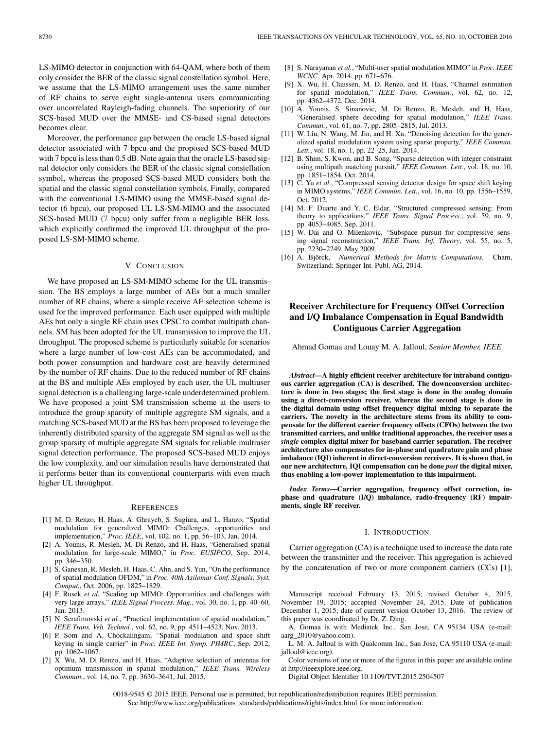LS-MIMO detector in conjunction with 64-QAM, where both of them only consider the BER of the classic signal constellation symbol. Here, we assume that the LS-MIMO arrangement uses the same number of RF chains to serve eight single-antenna users communicating over uncorrelated Rayleigh-fading channels. The superiority of our SCS-based MUD over the MMSE- and CS-based signal detectors becomes clear.

Moreover, the performance gap between the oracle LS-based signal detector associated with 7 bpcu and the proposed SCS-based MUD with 7 bpcu is less than 0.5 dB. Note again that the oracle LS-based signal detector only considers the BER of the classic signal constellation symbol, whereas the proposed SCS-based MUD considers both the spatial and the classic signal constellation symbols. Finally, compared with the conventional LS-MIMO using the MMSE-based signal detector (6 bpcu), our proposed UL LS-SM-MIMO and the associated SCS-based MUD (7 bpcu) only suffer from a negligible BER loss, which explicitly confirmed the improved UL throughput of the proposed LS-SM-MIMO scheme.

## V. Conclusion

We have proposed an LS-SM-MIMO scheme for the UL transmission. The BS employs a large number of AEs but a much smaller number of RF chains, where a simple receive AE selection scheme is used for the improved performance. Each user equipped with multiple AEs but only a single RF chain uses CPSC to combat multipath channels. SM has been adopted for the UL transmission to improve the UL throughput. The proposed scheme is particularly suitable for scenarios where a large number of low-cost AEs can be accommodated, and both power consumption and hardware cost are heavily determined by the number of RF chains. Due to the reduced number of RF chains at the BS and multiple AEs employed by each user, the UL multiuser signal detection is a challenging large-scale underdetermined problem. We have proposed a joint SM transmission scheme at the users to introduce the group sparsity of multiple aggregate SM signals, and a matching SCS-based MUD at the BS has been proposed to leverage the inherently distributed sparsity of the aggregate SM signal as well as the group sparsity of multiple aggregate SM signals for reliable multiuser signal detection performance. The proposed SCS-based MUD enjoys the low complexity, and our simulation results have demonstrated that it performs better than its conventional counterparts with even much higher UL throughput.

## References

[1] M. D. Renzo, H. Haas, A. Ghrayeb, S. Sugiura, and L. Hanzo, "Spatial modulation for generalized MIMO: Challenges, opportunities and implementation," *Proc. IEEE*, vol. 102, no. 1, pp. 56–103, Jan. 2014.

[2] A. Younis, R. Mesleh, M. Di Renzo, and H. Haas, "Generalised spatial modulation for large-scale MIMO," in *Proc. EUSIPCO*, Sep. 2014, pp. 346–350.

[3] S. Ganesan, R. Mesleh, H. Haas, C. Ahn, and S. Yun, "On the performance of spatial modulation OFDM," in *Proc. 40th Asilomar Conf. Signals, Syst. Comput.*, Oct. 2006, pp. 1825–1829.

[4] F. Rusek *et al.* "Scaling up MIMO: Opportunities and challenges with very large arrays," *IEEE Signal Process. Mag.*, vol. 30, no. 1, pp. 40–60, Jan. 2013.

[5] N. Serafimovski *et al.*, "Practical implementation of spatial modulation," *IEEE Trans. Veh. Technol.*, vol. 62, no. 9, pp. 4511–4523, Nov. 2013.

[6] P. Som and A. Chockalingam, "Spatial modulation and space shift keying in single carrier" in *Proc. IEEE Int. Symp. PIMRC*, Sep. 2012, pp. 1062–1067.

[7] X. Wu, M. Di Renzo, and H. Haas, "Adaptive selection of antennas for optimum transmission in spatial modulation," *IEEE Trans. Wireless Commun.*, vol. 14, no. 7, pp. 3630–3641, Jul. 2015.

[8] S. Narayanan *et al.*, "Multi-user spatial modulation MIMO" in *Proc. IEEE WCNC*, Apr. 2014, pp. 671–676.

[9] X. Wu, H. Claussen, M. D. Renzo, and H. Haas, "Channel estimation for spatial modulation," *IEEE Trans. Commun.*, vol. 62, no. 12, pp. 4362–4372, Dec. 2014.

[10] A. Younis, S. Sinanovic, M. Di Renzo, R. Mesleh, and H. Haas, "Generalised sphere decoding for spatial modulation," *IEEE Trans. Commun.*, vol. 61, no. 7, pp. 2805–2815, Jul. 2013.

[11] W. Liu, N. Wang, M. Jin, and H. Xu, "Denoising detection for the generalized spatial modulation system using sparse property," *IEEE Commun. Lett.*, vol. 18, no. 1, pp. 22–25, Jan. 2014.

[12] B. Shim, S. Kwon, and B. Song, "Sparse detection with integer constraint using multipath matching pursuit," *IEEE Commun. Lett.*, vol. 18, no. 10, pp. 1851–1854, Oct. 2014.

[13] C. Yu *et al.*, "Compressed sensing detector design for space shift keying in MIMO systems," *IEEE Commun. Lett.*, vol. 16, no. 10, pp. 1556–1559, Oct. 2012.

[14] M. F. Duarte and Y. C. Eldar, "Structured compressed sensing: From theory to applications," *IEEE Trans. Signal Process.*, vol. 59, no. 9, pp. 4053–4085, Sep. 2011.

[15] W. Dai and O. Milenkovic, "Subspace pursuit for compressive sensing signal reconstruction," *IEEE Trans. Inf. Theory*, vol. 55, no. 5, pp. 2230–2249, May 2009.

[16] A. Björck, *Numerical Methods for Matrix Computations*. Cham, Switzerland: Springer Int. Publ. AG, 2014.

# Receiver Architecture for Frequency Offset Correction and I/Q Imbalance Compensation in Equal Bandwidth Contiguous Carrier Aggregation

Ahmad Gomaa and Louay M. A. Jalloul, *Senior Member, IEEE*

***Abstract*—A highly efficient receiver architecture for intraband contiguous carrier aggregation (CA) is described. The downconversion architecture is done in two stages; the first stage is done in the analog domain using a direct-conversion receiver, whereas the second stage is done in the digital domain using offset frequency digital mixing to separate the carriers. The novelty in the architecture stems from its ability to compensate for the different carrier frequency offsets (CFOs) between the two transmitted carriers, and unlike traditional approaches, the receiver uses a *single* complex digital mixer for baseband carrier separation. The receiver architecture also compensates for in-phase and quadrature gain and phase imbalance (IQI) inherent in direct-conversion receivers. It is shown that, in our new architecture, IQI compensation can be done *post* the digital mixer, thus enabling a low-power implementation to this impairment.**

***Index Terms*—Carrier aggregation, frequency offset correction, in-phase and quadrature (I/Q) imbalance, radio-frequency (RF) impairments, single RF receiver.**

## I. Introduction

Carrier aggregation (CA) is a technique used to increase the data rate between the transmitter and the receiver. This aggregation is achieved by the concatenation of two or more component carriers (CCs) [1],

Manuscript received February 13, 2015; revised October 4, 2015, November 19, 2015; accepted November 24, 2015. Date of publication December 1, 2015; date of current version October 13, 2016. The review of this paper was coordinated by Dr. Z. Ding.

A. Gomaa is with Mediatek Inc., San Jose, CA 95134 USA (e-mail: aarg_2010@yahoo.com).

L. M. A. Jalloul is with Qualcomm Inc., San Jose, CA 95110 USA (e-mail: jalloul@ieee.org).

Color versions of one or more of the figures in this paper are available online at http://ieeexplore.ieee.org.

Digital Object Identifier 10.1109/TVT.2015.2504507

0018-9545 © 2015 IEEE. Personal use is permitted, but republication/redistribution requires IEEE permission. See http://www.ieee.org/publications_standards/publications/rights/index.html for more information.